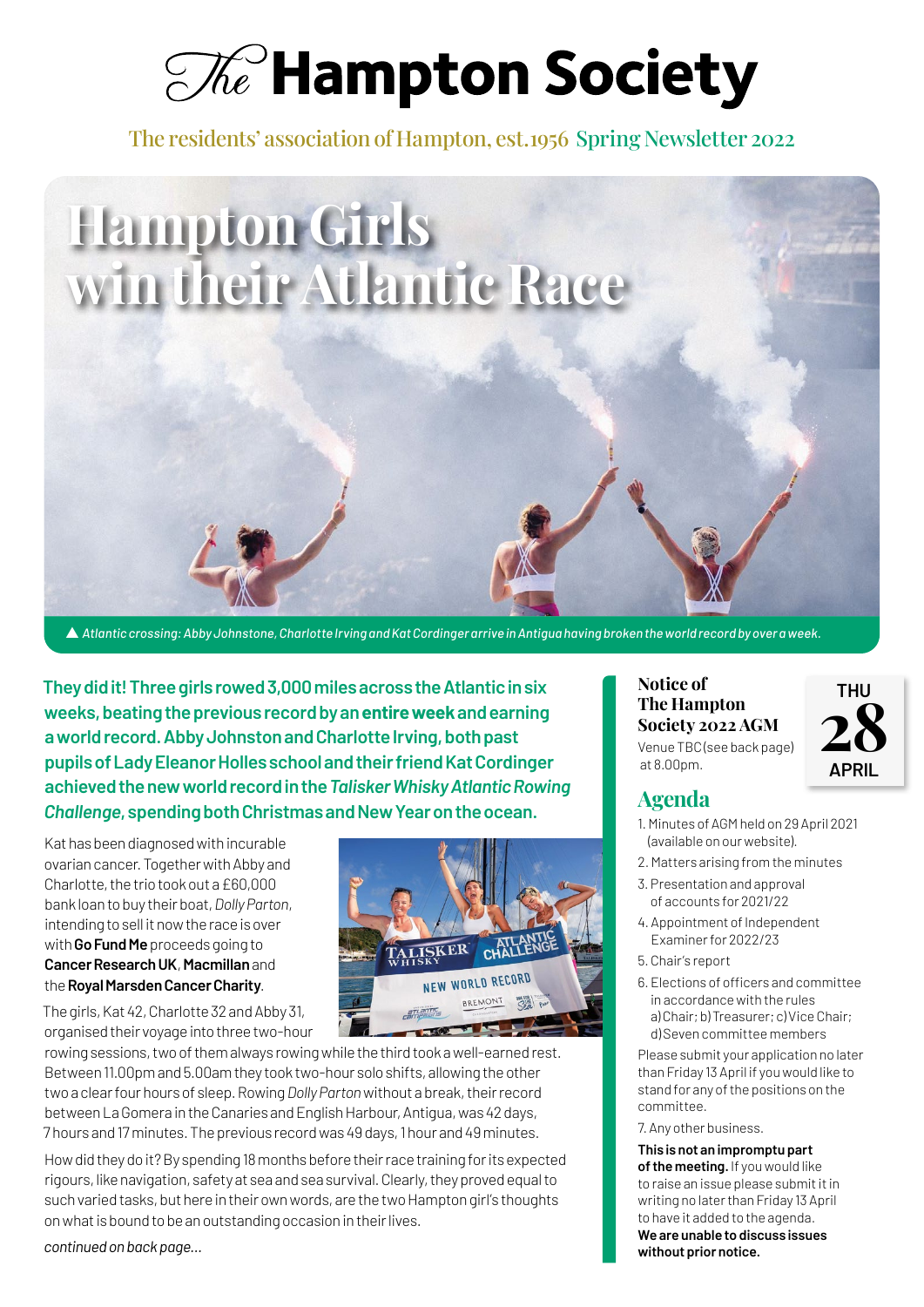# The Hampton Society

The residents' association of Hampton, est.1956 Spring Newsletter 2022

# Hampton Girls win their Atlantic Race

▲ *Atlantic crossing: Abby Johnstone, Charlotte Irving and Kat Cordinger arrive in Antigua having broken the world record by over a week.*

**They did it! Three girls rowed 3,000 miles across the Atlantic in six weeks, beating the previous record by an entire week and earning a world record. Abby Johnston and Charlotte Irving, both past pupils of Lady Eleanor Holles school and their friend Kat Cordinger achieved the new world record in the *Talisker Whisky Atlantic Rowing Challenge*, spending both Christmas and New Year on the ocean.**

Kat has been diagnosed with incurable ovarian cancer. Together with Abby and Charlotte, the trio took out a £60,000 bank loan to buy their boat, *Dolly Parton*, intending to sell it now the race is over with **Go Fund Me** proceeds going to **Cancer Research UK**, **Macmillan** and the **Royal Marsden Cancer Charity**.

The girls, Kat 42, Charlotte 32 and Abby 31, organised their voyage into three two-hour rowing sessions, two of them always rowing while the third took a well-earned rest. Between 11.00pm and 5.00am they took two-hour solo shifts, allowing the other two a clear four hours of sleep. Rowing *Dolly Parton* without a break, their record between La Gomera in the Canaries and English Harbour, Antigua, was 42 days, 7 hours and 17 minutes. The previous record was 49 days, 1 hour and 49 minutes.

How did they do it? By spending 18 months before their race training for its expected rigours, like navigation, safety at sea and sea survival. Clearly, they proved equal to such varied tasks, but here in their own words, are the two Hampton girl's thoughts on what is bound to be an outstanding occasion in their lives.

*continued on back page...*

## Notice of The Hampton Society 2022 AGM

**THU 28 APRIL**

Venue TBC (see back page) at 8.00pm.

## Agenda

1. Minutes of AGM held on 29 April 2021 (available on our website).
2. Matters arising from the minutes
3. Presentation and approval of accounts for 2021/22
4. Appointment of Independent Examiner for 2022/23
5. Chair's report
6. Elections of officers and committee in accordance with the rules a) Chair; b) Treasurer; c) Vice Chair; d) Seven committee members

Please submit your application no later than Friday 13 April if you would like to stand for any of the positions on the committee.

7. Any other business.

**This is not an impromptu part of the meeting.** If you would like to raise an issue please submit it in writing no later than Friday 13 April to have it added to the agenda. **We are unable to discuss issues without prior notice.**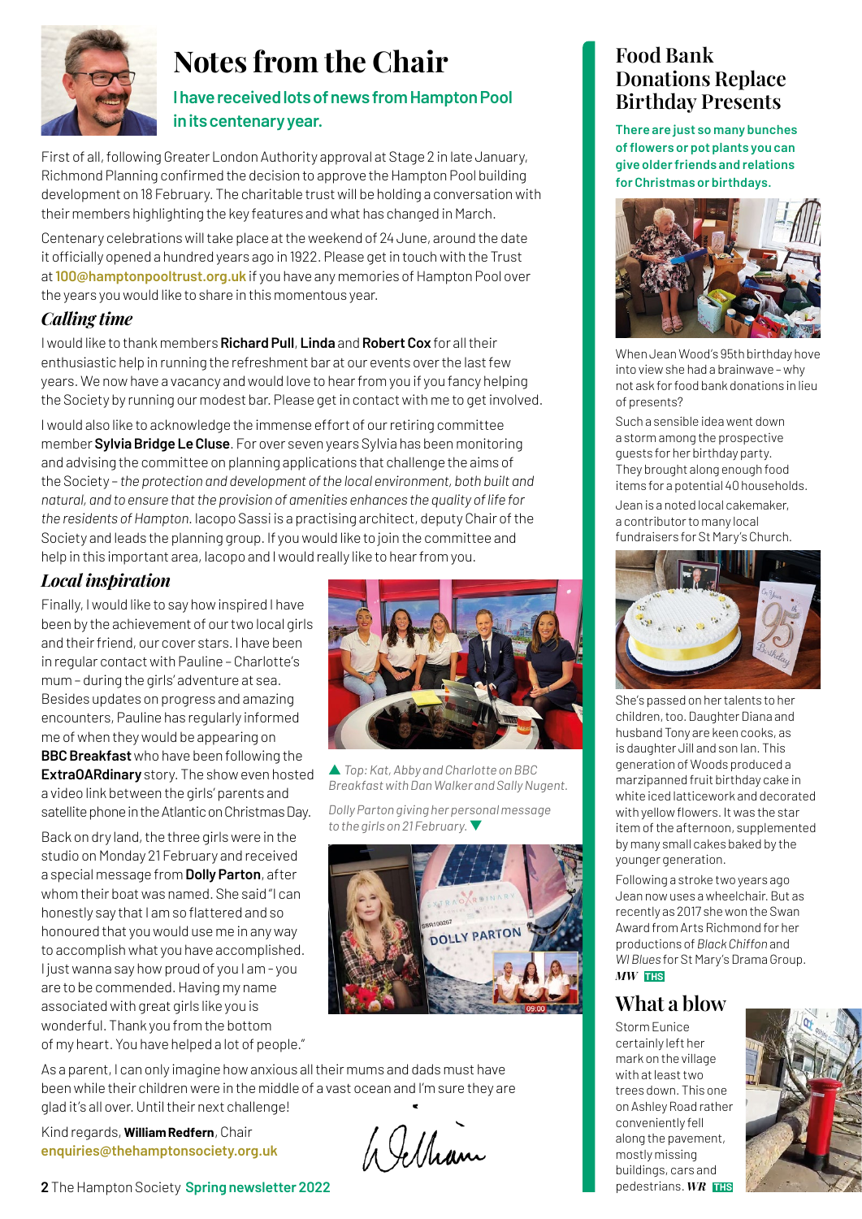# Notes from the Chair

**I have received lots of news from Hampton Pool in its centenary year.**

First of all, following Greater London Authority approval at Stage 2 in late January, Richmond Planning confirmed the decision to approve the Hampton Pool building development on 18 February. The charitable trust will be holding a conversation with their members highlighting the key features and what has changed in March.

Centenary celebrations will take place at the weekend of 24 June, around the date it officially opened a hundred years ago in 1922. Please get in touch with the Trust at **100@hamptonpooltrust.org.uk** if you have any memories of Hampton Pool over the years you would like to share in this momentous year.

## *Calling time*

I would like to thank members **Richard Pull**, **Linda** and **Robert Cox** for all their enthusiastic help in running the refreshment bar at our events over the last few years. We now have a vacancy and would love to hear from you if you fancy helping the Society by running our modest bar. Please get in contact with me to get involved.

I would also like to acknowledge the immense effort of our retiring committee member **Sylvia Bridge Le Cluse**. For over seven years Sylvia has been monitoring and advising the committee on planning applications that challenge the aims of the Society – *the protection and development of the local environment, both built and natural, and to ensure that the provision of amenities enhances the quality of life for the residents of Hampton.* Iacopo Sassi is a practising architect, deputy Chair of the Society and leads the planning group. If you would like to join the committee and help in this important area, Iacopo and I would really like to hear from you.

## *Local inspiration*

Finally, I would like to say how inspired I have been by the achievement of our two local girls and their friend, our cover stars. I have been in regular contact with Pauline – Charlotte's mum – during the girls' adventure at sea. Besides updates on progress and amazing encounters, Pauline has regularly informed me of when they would be appearing on **BBC Breakfast** who have been following the **ExtraOARdinary** story. The show even hosted a video link between the girls' parents and satellite phone in the Atlantic on Christmas Day.

Back on dry land, the three girls were in the studio on Monday 21 February and received a special message from **Dolly Parton**, after whom their boat was named. She said "I can honestly say that I am so flattered and so honoured that you would use me in any way to accomplish what you have accomplished. I just wanna say how proud of you I am - you are to be commended. Having my name associated with great girls like you is wonderful. Thank you from the bottom of my heart. You have helped a lot of people."

▲ *Top: Kat, Abby and Charlotte on BBC Breakfast with Dan Walker and Sally Nugent.*

*Dolly Parton giving her personal message to the girls on 21 February.* ▼

As a parent, I can only imagine how anxious all their mums and dads must have been while their children were in the middle of a vast ocean and I'm sure they are glad it's all over. Until their next challenge!

Kind regards, **William Redfern**, Chair
**enquiries@thehamptonsociety.org.uk**

# Food Bank Donations Replace Birthday Presents

**There are just so many bunches of flowers or pot plants you can give older friends and relations for Christmas or birthdays.**

When Jean Wood's 95th birthday hove into view she had a brainwave – why not ask for food bank donations in lieu of presents?

Such a sensible idea went down a storm among the prospective guests for her birthday party. They brought along enough food items for a potential 40 households.

Jean is a noted local cakemaker, a contributor to many local fundraisers for St Mary's Church.

She's passed on her talents to her children, too. Daughter Diana and husband Tony are keen cooks, as is daughter Jill and son Ian. This generation of Woods produced a marzipanned fruit birthday cake in white iced latticework and decorated with yellow flowers. It was the star item of the afternoon, supplemented by many small cakes baked by the younger generation.

Following a stroke two years ago Jean now uses a wheelchair. But as recently as 2017 she won the Swan Award from Arts Richmond for her productions of *Black Chiffon* and *WI Blues* for St Mary's Drama Group. ***MW*** THS

# What a blow

Storm Eunice certainly left her mark on the village with at least two trees down. This one on Ashley Road rather conveniently fell along the pavement, mostly missing buildings, cars and pedestrians. ***WR*** THS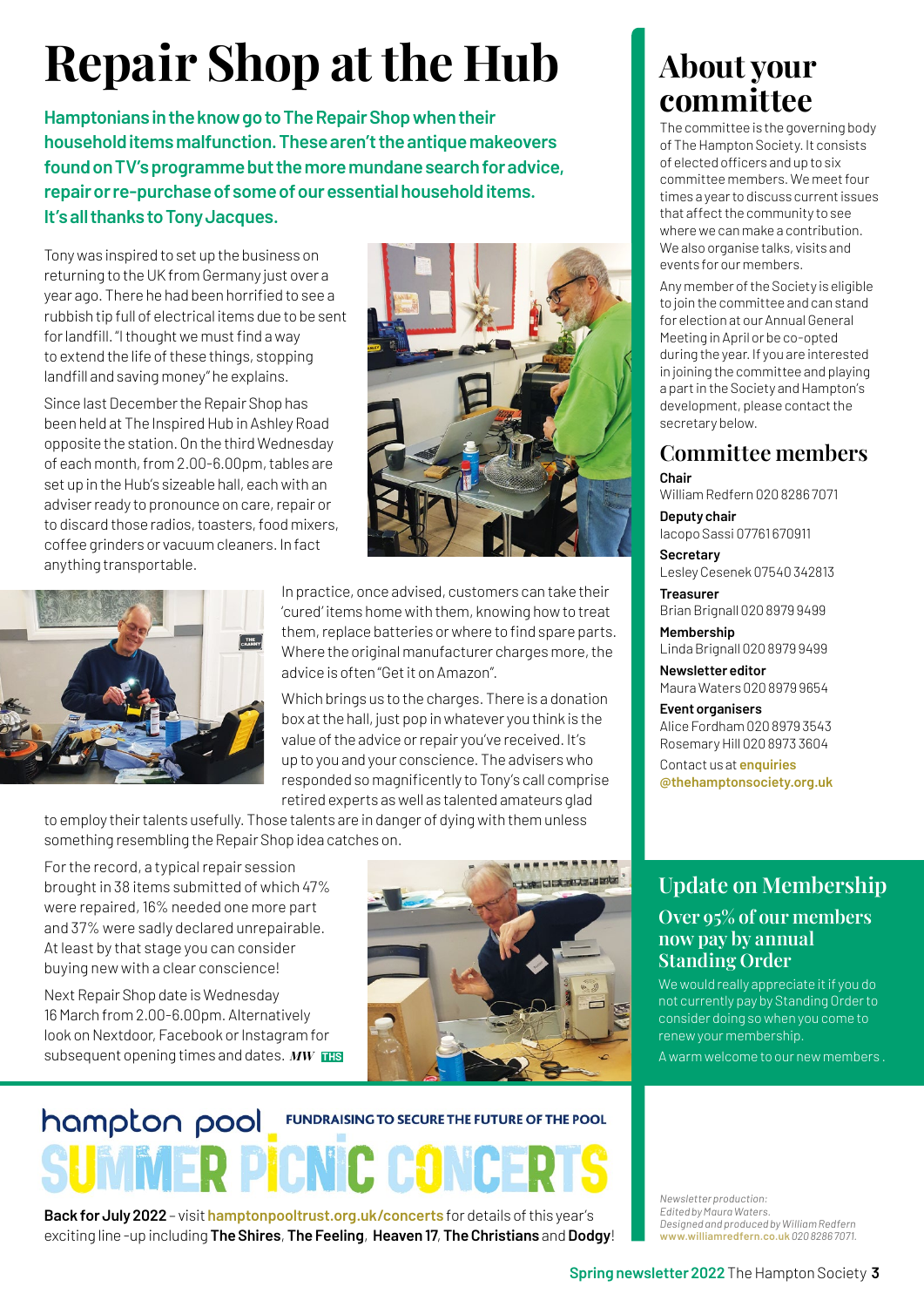# Repair Shop at the Hub

**Hamptonians in the know go to The Repair Shop when their household items malfunction. These aren't the antique makeovers found on TV's programme but the more mundane search for advice, repair or re-purchase of some of our essential household items. It's all thanks to Tony Jacques.**

Tony was inspired to set up the business on returning to the UK from Germany just over a year ago. There he had been horrified to see a rubbish tip full of electrical items due to be sent for landfill. "I thought we must find a way to extend the life of these things, stopping landfill and saving money" he explains.

Since last December the Repair Shop has been held at The Inspired Hub in Ashley Road opposite the station. On the third Wednesday of each month, from 2.00-6.00pm, tables are set up in the Hub's sizeable hall, each with an adviser ready to pronounce on care, repair or to discard those radios, toasters, food mixers, coffee grinders or vacuum cleaners. In fact anything transportable.

In practice, once advised, customers can take their 'cured' items home with them, knowing how to treat them, replace batteries or where to find spare parts. Where the original manufacturer charges more, the advice is often "Get it on Amazon".

Which brings us to the charges. There is a donation box at the hall, just pop in whatever you think is the value of the advice or repair you've received. It's up to you and your conscience. The advisers who responded so magnificently to Tony's call comprise retired experts as well as talented amateurs glad to employ their talents usefully. Those talents are in danger of dying with them unless something resembling the Repair Shop idea catches on.

For the record, a typical repair session brought in 38 items submitted of which 47% were repaired, 16% needed one more part and 37% were sadly declared unrepairable. At least by that stage you can consider buying new with a clear conscience!

Next Repair Shop date is Wednesday 16 March from 2.00-6.00pm. Alternatively look on Nextdoor, Facebook or Instagram for subsequent opening times and dates. *MW* THS

## About your committee

The committee is the governing body of The Hampton Society. It consists of elected officers and up to six committee members. We meet four times a year to discuss current issues that affect the community to see where we can make a contribution. We also organise talks, visits and events for our members.

Any member of the Society is eligible to join the committee and can stand for election at our Annual General Meeting in April or be co-opted during the year. If you are interested in joining the committee and playing a part in the Society and Hampton's development, please contact the secretary below.

## Committee members

**Chair**
William Redfern 020 8286 7071

**Deputy chair**
Iacopo Sassi 07761 670911

**Secretary**
Lesley Cesenek 07540 342813

**Treasurer**
Brian Brignall 020 8979 9499

**Membership**
Linda Brignall 020 8979 9499

**Newsletter editor**
Maura Waters 020 8979 9654

**Event organisers**
Alice Fordham 020 8979 3543
Rosemary Hill 020 8973 3604

Contact us at **enquiries@thehamptonsociety.org.uk**

## Update on Membership

### Over 95% of our members now pay by annual Standing Order

We would really appreciate it if you do not currently pay by Standing Order to consider doing so when you come to renew your membership.

A warm welcome to our new members.

## hampton pool SUMMER PICNIC CONCERTS

**FUNDRAISING TO SECURE THE FUTURE OF THE POOL**

**Back for July 2022** – visit **hamptonpooltrust.org.uk/concerts** for details of this year's exciting line-up including **The Shires**, **The Feeling**, **Heaven 17**, **The Christians** and **Dodgy**!

*Newsletter production:*
*Edited by Maura Waters.*
*Designed and produced by William Redfern*
*www.williamredfern.co.uk 020 8286 7071.*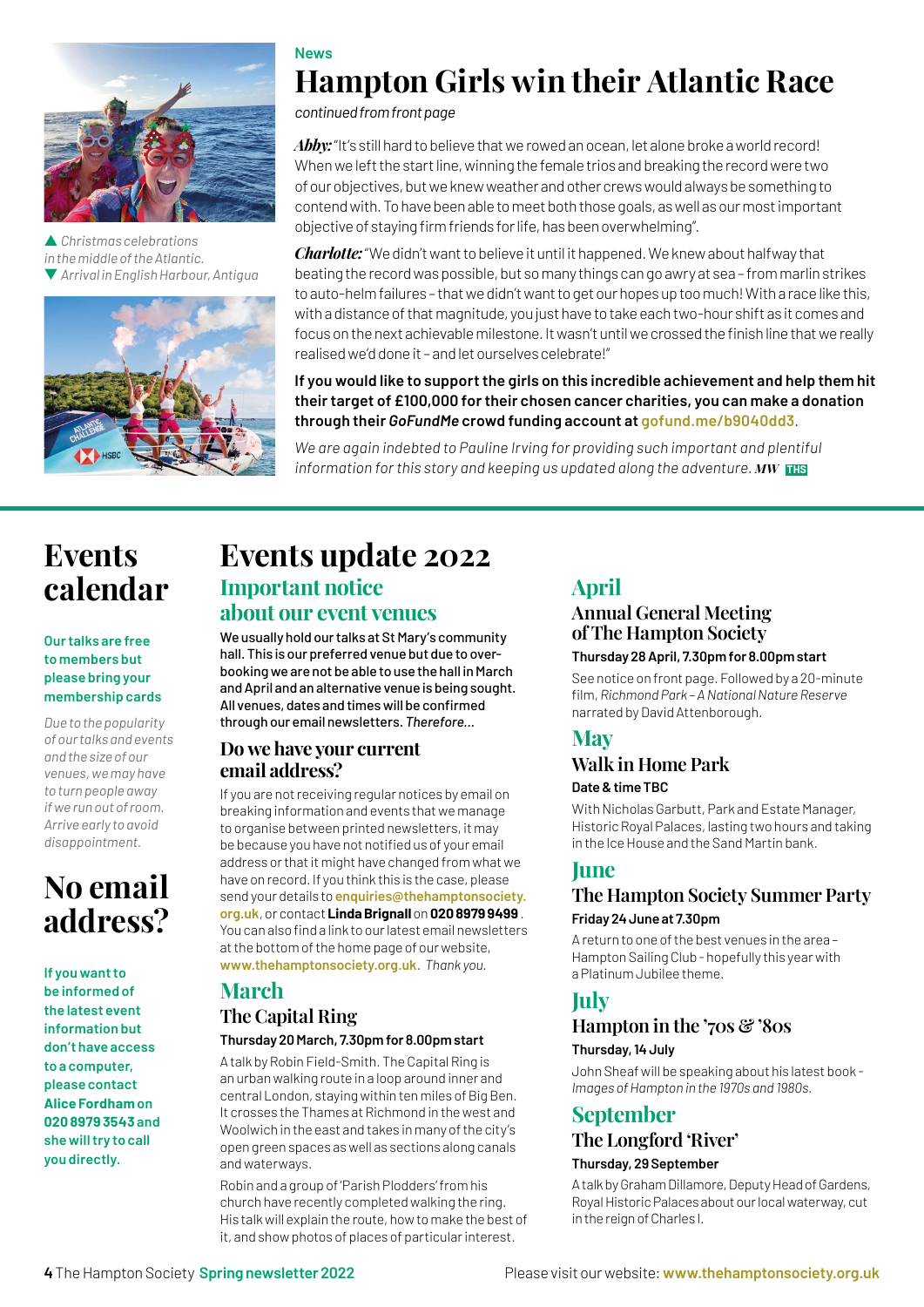▲ *Christmas celebrations in the middle of the Atlantic.*
▼ *Arrival in English Harbour, Antigua*

News

# Hampton Girls win their Atlantic Race

*continued from front page*

***Abby:*** "It's still hard to believe that we rowed an ocean, let alone broke a world record! When we left the start line, winning the female trios and breaking the record were two of our objectives, but we knew weather and other crews would always be something to contend with. To have been able to meet both those goals, as well as our most important objective of staying firm friends for life, has been overwhelming".

***Charlotte:*** "We didn't want to believe it until it happened. We knew about halfway that beating the record was possible, but so many things can go awry at sea – from marlin strikes to auto-helm failures – that we didn't want to get our hopes up too much! With a race like this, with a distance of that magnitude, you just have to take each two-hour shift as it comes and focus on the next achievable milestone. It wasn't until we crossed the finish line that we really realised we'd done it – and let ourselves celebrate!"

**If you would like to support the girls on this incredible achievement and help them hit their target of £100,000 for their chosen cancer charities, you can make a donation through their *GoFundMe* crowd funding account at gofund.me/b9040dd3.**

*We are again indebted to Pauline Irving for providing such important and plentiful information for this story and keeping us updated along the adventure.* ***MW*** THS

# Events calendar

**Our talks are free to members but please bring your membership cards**

*Due to the popularity of our talks and events and the size of our venues, we may have to turn people away if we run out of room. Arrive early to avoid disappointment.*

# No email address?

**If you want to be informed of the latest event information but don't have access to a computer, please contact Alice Fordham on 020 8979 3543 and she will try to call you directly.**

# Events update 2022

## Important notice about our event venues

We usually hold our talks at St Mary's community hall. This is our preferred venue but due to over-booking we are not be able to use the hall in March and April and an alternative venue is being sought. All venues, dates and times will be confirmed through our email newsletters. *Therefore...*

### Do we have your current email address?

If you are not receiving regular notices by email on breaking information and events that we manage to organise between printed newsletters, it may be because you have not notified us of your email address or that it might have changed from what we have on record. If you think this is the case, please send your details to enquiries@thehamptonsociety.org.uk, or contact **Linda Brignall** on **020 8979 9499**. You can also find a link to our latest email newsletters at the bottom of the home page of our website, www.thehamptonsociety.org.uk. *Thank you.*

## March

### The Capital Ring

**Thursday 20 March, 7.30pm for 8.00pm start**

A talk by Robin Field-Smith. The Capital Ring is an urban walking route in a loop around inner and central London, staying within ten miles of Big Ben. It crosses the Thames at Richmond in the west and Woolwich in the east and takes in many of the city's open green spaces as well as sections along canals and waterways.

Robin and a group of 'Parish Plodders' from his church have recently completed walking the ring. His talk will explain the route, how to make the best of it, and show photos of places of particular interest.

## April

### Annual General Meeting of The Hampton Society

**Thursday 28 April, 7.30pm for 8.00pm start**

See notice on front page. Followed by a 20-minute film, *Richmond Park – A National Nature Reserve* narrated by David Attenborough.

## May

### Walk in Home Park

**Date & time TBC**

With Nicholas Garbutt, Park and Estate Manager, Historic Royal Palaces, lasting two hours and taking in the Ice House and the Sand Martin bank.

## June

### The Hampton Society Summer Party

**Friday 24 June at 7.30pm**

A return to one of the best venues in the area – Hampton Sailing Club – hopefully this year with a Platinum Jubilee theme.

## July

### Hampton in the '70s & '80s

**Thursday, 14 July**

John Sheaf will be speaking about his latest book – *Images of Hampton in the 1970s and 1980s.*

## September

### The Longford 'River'

**Thursday, 29 September**

A talk by Graham Dillamore, Deputy Head of Gardens, Royal Historic Palaces about our local waterway, cut in the reign of Charles I.